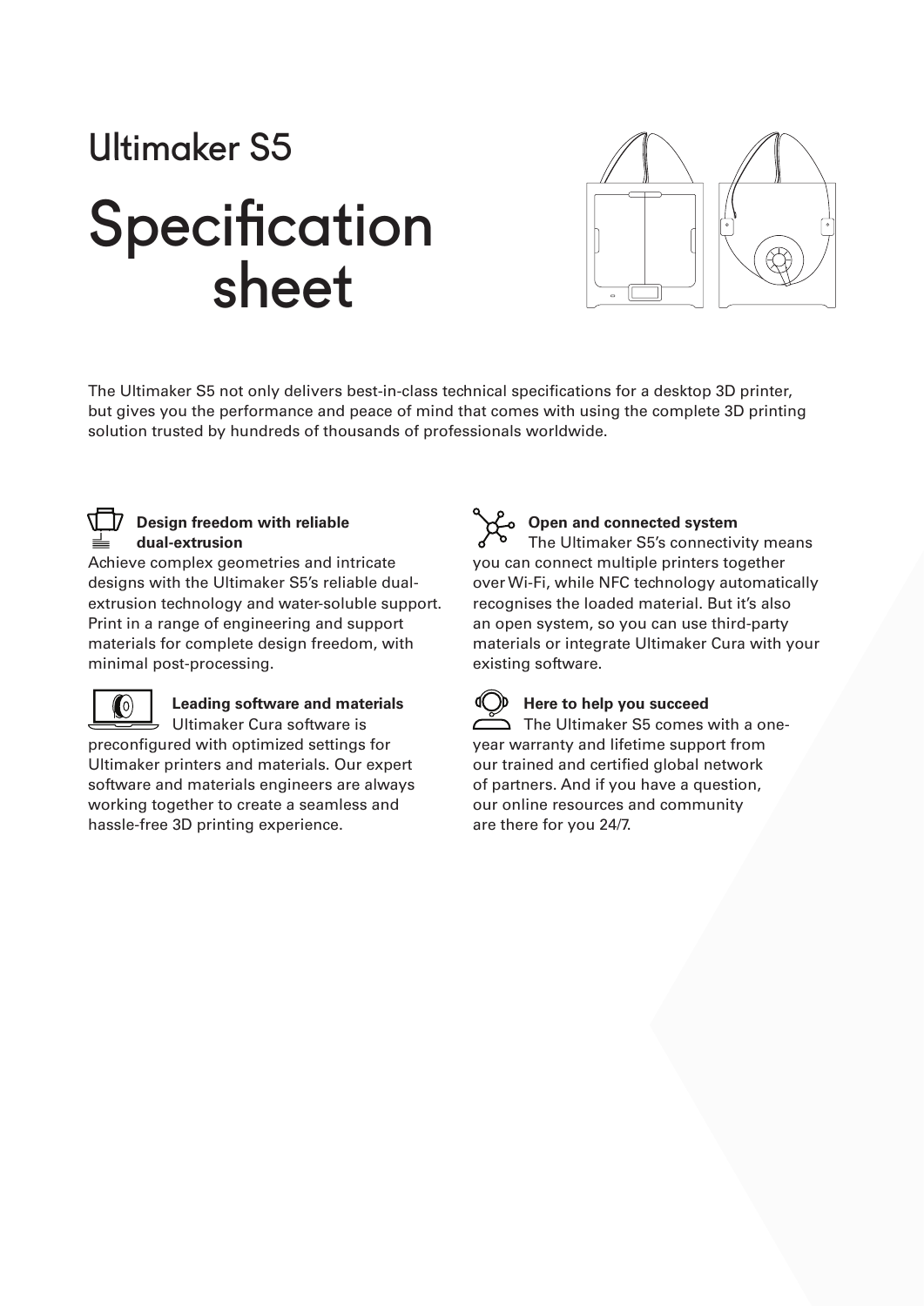## Ultimaker S5

# Specification sheet

The Ultimaker S5 not only delivers best-in-class technical specifications for a desktop 3D printer, but gives you the performance and peace of mind that comes with using the complete 3D printing solution trusted by hundreds of thousands of professionals worldwide.

**Design freedom with reliable dual-extrusion**

Achieve complex geometries and intricate designs with the Ultimaker S5's reliable dual-extrusion technology and water-soluble support. Print in a range of engineering and support materials for complete design freedom, with minimal post-processing.

**Leading software and materials**

Ultimaker Cura software is preconfigured with optimized settings for Ultimaker printers and materials. Our expert software and materials engineers are always working together to create a seamless and hassle-free 3D printing experience.

**Open and connected system**

The Ultimaker S5's connectivity means you can connect multiple printers together over Wi-Fi, while NFC technology automatically recognises the loaded material. But it's also an open system, so you can use third-party materials or integrate Ultimaker Cura with your existing software.

**Here to help you succeed**

The Ultimaker S5 comes with a one-year warranty and lifetime support from our trained and certified global network of partners. And if you have a question, our online resources and community are there for you 24/7.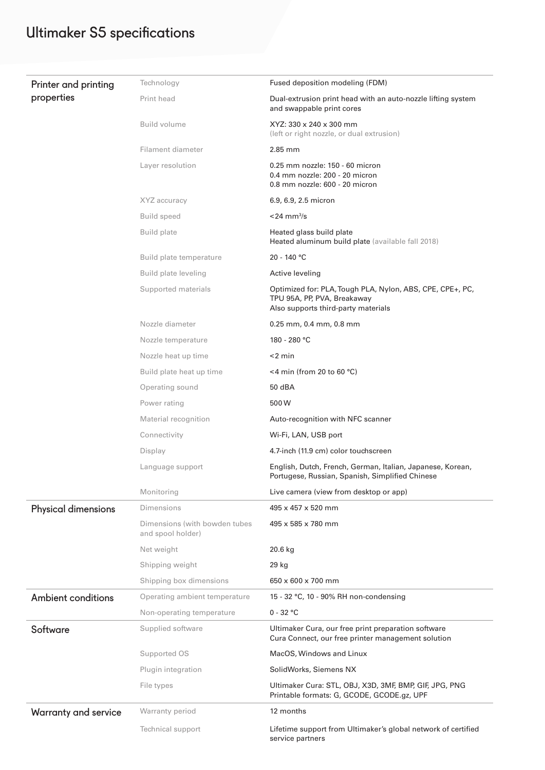# Ultimaker S5 specifications

| | | |
|---|---|---|
| **Printer and printing properties** | Technology | Fused deposition modeling (FDM) |
| | Print head | Dual-extrusion print head with an auto-nozzle lifting system and swappable print cores |
| | Build volume | XYZ: 330 x 240 x 300 mm (left or right nozzle, or dual extrusion) |
| | Filament diameter | 2.85 mm |
| | Layer resolution | 0.25 mm nozzle: 150 - 60 micron<br>0.4 mm nozzle: 200 - 20 micron<br>0.8 mm nozzle: 600 - 20 micron |
| | XYZ accuracy | 6.9, 6.9, 2.5 micron |
| | Build speed | <24 $mm^3/s$ |
| | Build plate | Heated glass build plate<br>Heated aluminum build plate (available fall 2018) |
| | Build plate temperature | 20 - 140 °C |
| | Build plate leveling | Active leveling |
| | Supported materials | Optimized for: PLA, Tough PLA, Nylon, ABS, CPE, CPE+, PC, TPU 95A, PP, PVA, Breakaway<br>Also supports third-party materials |
| | Nozzle diameter | 0.25 mm, 0.4 mm, 0.8 mm |
| | Nozzle temperature | 180 - 280 °C |
| | Nozzle heat up time | <2 min |
| | Build plate heat up time | <4 min (from 20 to 60 °C) |
| | Operating sound | 50 dBA |
| | Power rating | 500 W |
| | Material recognition | Auto-recognition with NFC scanner |
| | Connectivity | Wi-Fi, LAN, USB port |
| | Display | 4.7-inch (11.9 cm) color touchscreen |
| | Language support | English, Dutch, French, German, Italian, Japanese, Korean, Portugese, Russian, Spanish, Simplified Chinese |
| | Monitoring | Live camera (view from desktop or app) |
| **Physical dimensions** | Dimensions | 495 x 457 x 520 mm |
| | Dimensions (with bowden tubes and spool holder) | 495 x 585 x 780 mm |
| | Net weight | 20.6 kg |
| | Shipping weight | 29 kg |
| | Shipping box dimensions | 650 x 600 x 700 mm |
| **Ambient conditions** | Operating ambient temperature | 15 - 32 °C, 10 - 90% RH non-condensing |
| | Non-operating temperature | 0 - 32 °C |
| **Software** | Supplied software | Ultimaker Cura, our free print preparation software<br>Cura Connect, our free printer management solution |
| | Supported OS | MacOS, Windows and Linux |
| | Plugin integration | SolidWorks, Siemens NX |
| | File types | Ultimaker Cura: STL, OBJ, X3D, 3MF, BMP, GIF, JPG, PNG<br>Printable formats: G, GCODE, GCODE.gz, UPF |
| **Warranty and service** | Warranty period | 12 months |
| | Technical support | Lifetime support from Ultimaker's global network of certified service partners |